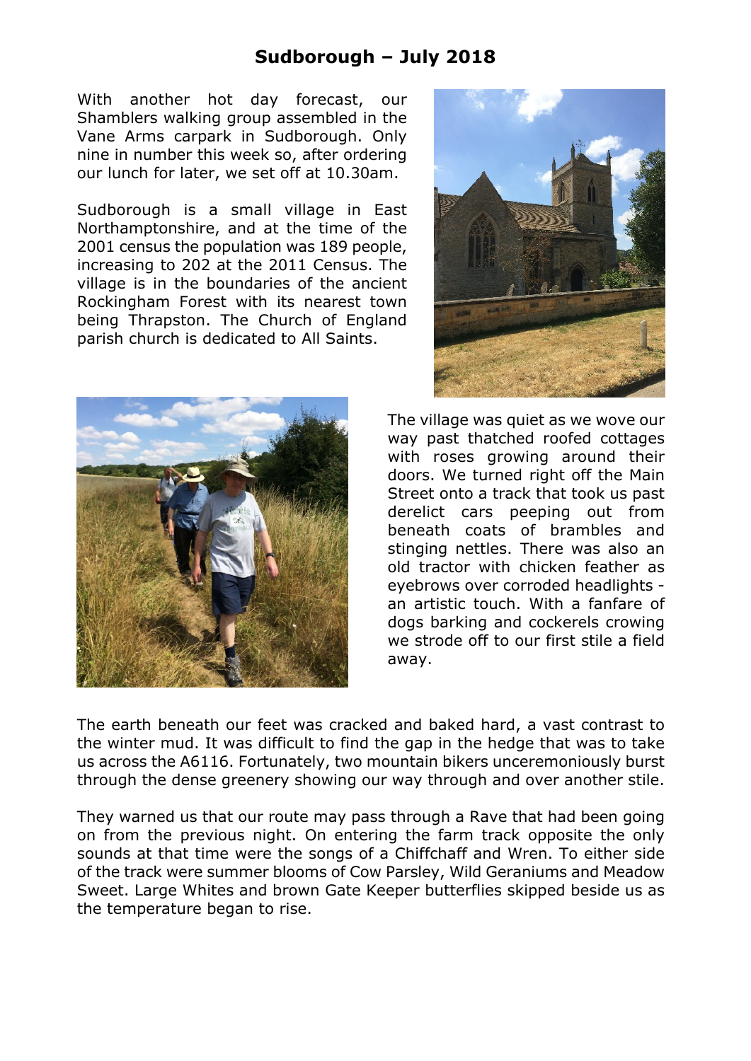# Sudborough – July 2018

With another hot day forecast, our Shamblers walking group assembled in the Vane Arms carpark in Sudborough. Only nine in number this week so, after ordering our lunch for later, we set off at 10.30am.

Sudborough is a small village in East Northamptonshire, and at the time of the 2001 census the population was 189 people, increasing to 202 at the 2011 Census. The village is in the boundaries of the ancient Rockingham Forest with its nearest town being Thrapston. The Church of England parish church is dedicated to All Saints.

The village was quiet as we wove our way past thatched roofed cottages with roses growing around their doors. We turned right off the Main Street onto a track that took us past derelict cars peeping out from beneath coats of brambles and stinging nettles. There was also an old tractor with chicken feather as eyebrows over corroded headlights - an artistic touch. With a fanfare of dogs barking and cockerels crowing we strode off to our first stile a field away.

The earth beneath our feet was cracked and baked hard, a vast contrast to the winter mud. It was difficult to find the gap in the hedge that was to take us across the A6116. Fortunately, two mountain bikers unceremoniously burst through the dense greenery showing our way through and over another stile.

They warned us that our route may pass through a Rave that had been going on from the previous night. On entering the farm track opposite the only sounds at that time were the songs of a Chiffchaff and Wren. To either side of the track were summer blooms of Cow Parsley, Wild Geraniums and Meadow Sweet. Large Whites and brown Gate Keeper butterflies skipped beside us as the temperature began to rise.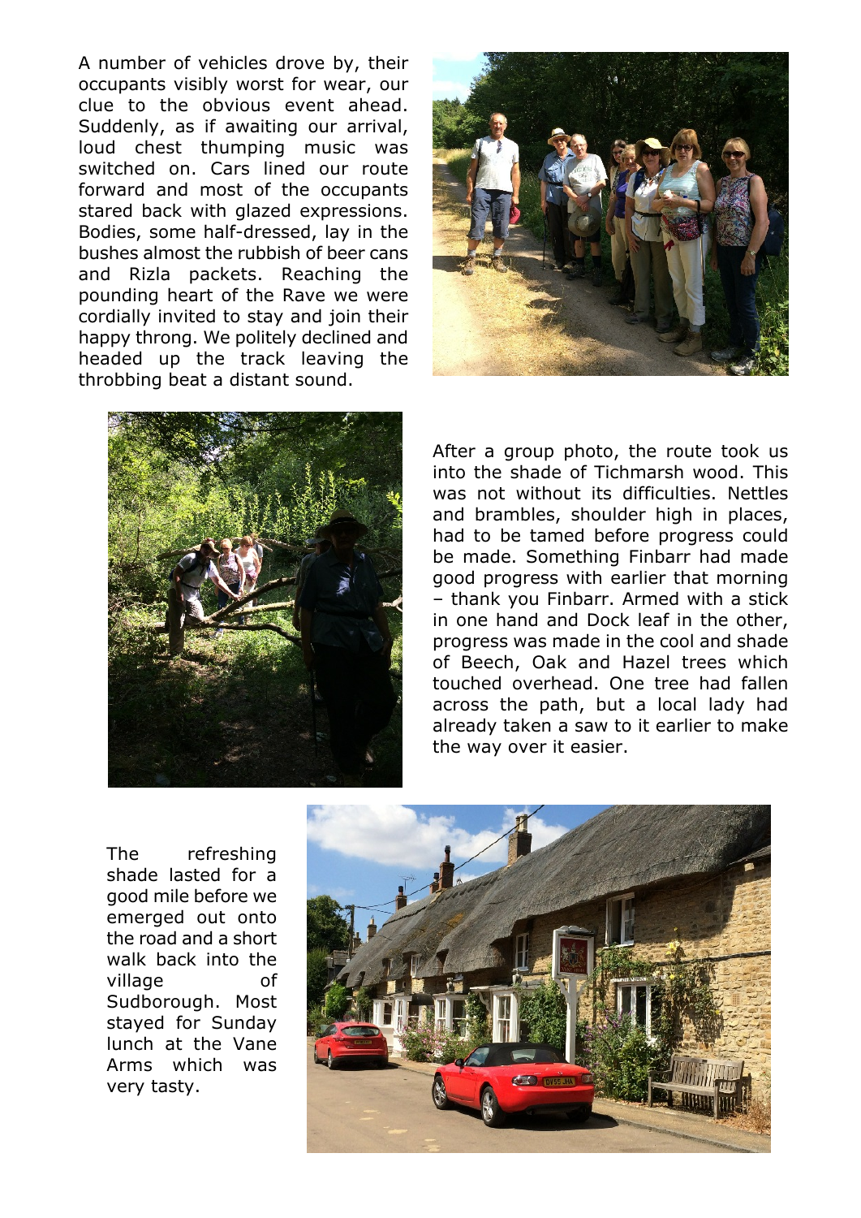A number of vehicles drove by, their occupants visibly worst for wear, our clue to the obvious event ahead. Suddenly, as if awaiting our arrival, loud chest thumping music was switched on. Cars lined our route forward and most of the occupants stared back with glazed expressions. Bodies, some half-dressed, lay in the bushes almost the rubbish of beer cans and Rizla packets. Reaching the pounding heart of the Rave we were cordially invited to stay and join their happy throng. We politely declined and headed up the track leaving the throbbing beat a distant sound.

After a group photo, the route took us into the shade of Tichmarsh wood. This was not without its difficulties. Nettles and brambles, shoulder high in places, had to be tamed before progress could be made. Something Finbarr had made good progress with earlier that morning – thank you Finbarr. Armed with a stick in one hand and Dock leaf in the other, progress was made in the cool and shade of Beech, Oak and Hazel trees which touched overhead. One tree had fallen across the path, but a local lady had already taken a saw to it earlier to make the way over it easier.

The refreshing shade lasted for a good mile before we emerged out onto the road and a short walk back into the village of Sudborough. Most stayed for Sunday lunch at the Vane Arms which was very tasty.